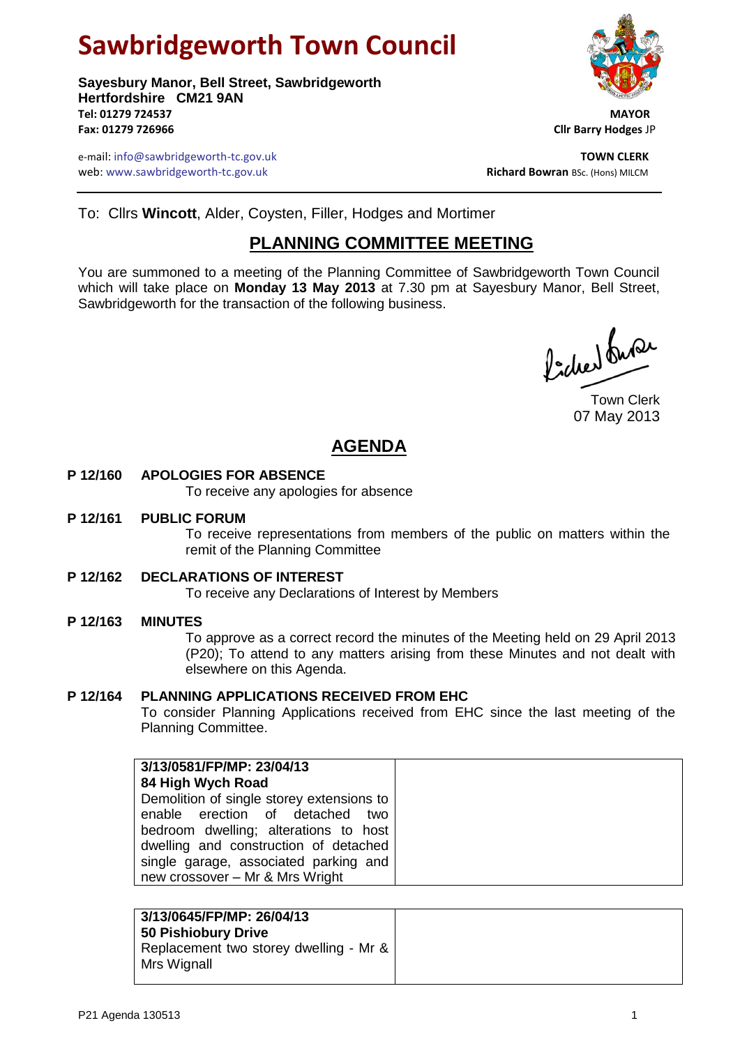# Sawbridgeworth Town Council

**Sayesbury Manor, Bell Street, Sawbridgeworth**
**Hertfordshire CM21 9AN**
**Tel: 01279 724537**
**Fax: 01279 726966**

**MAYOR**
**Cllr Barry Hodges** JP

e-mail: info@sawbridgeworth-tc.gov.uk
web: www.sawbridgeworth-tc.gov.uk

**TOWN CLERK**
**Richard Bowran** BSc. (Hons) MILCM

To: Cllrs **Wincott**, Alder, Coysten, Filler, Hodges and Mortimer

## PLANNING COMMITTEE MEETING

You are summoned to a meeting of the Planning Committee of Sawbridgeworth Town Council which will take place on **Monday 13 May 2013** at 7.30 pm at Sayesbury Manor, Bell Street, Sawbridgeworth for the transaction of the following business.

Town Clerk
07 May 2013

## AGENDA

**P 12/160 APOLOGIES FOR ABSENCE**
To receive any apologies for absence

**P 12/161 PUBLIC FORUM**
To receive representations from members of the public on matters within the remit of the Planning Committee

**P 12/162 DECLARATIONS OF INTEREST**
To receive any Declarations of Interest by Members

**P 12/163 MINUTES**
To approve as a correct record the minutes of the Meeting held on 29 April 2013 (P20); To attend to any matters arising from these Minutes and not dealt with elsewhere on this Agenda.

**P 12/164 PLANNING APPLICATIONS RECEIVED FROM EHC**
To consider Planning Applications received from EHC since the last meeting of the Planning Committee.

| | |
|---|---|
| **3/13/0581/FP/MP: 23/04/13**<br>**84 High Wych Road**<br>Demolition of single storey extensions to enable erection of detached two bedroom dwelling; alterations to host dwelling and construction of detached single garage, associated parking and new crossover – Mr & Mrs Wright | |

| | |
|---|---|
| **3/13/0645/FP/MP: 26/04/13**<br>**50 Pishiobury Drive**<br>Replacement two storey dwelling - Mr & Mrs Wignall | |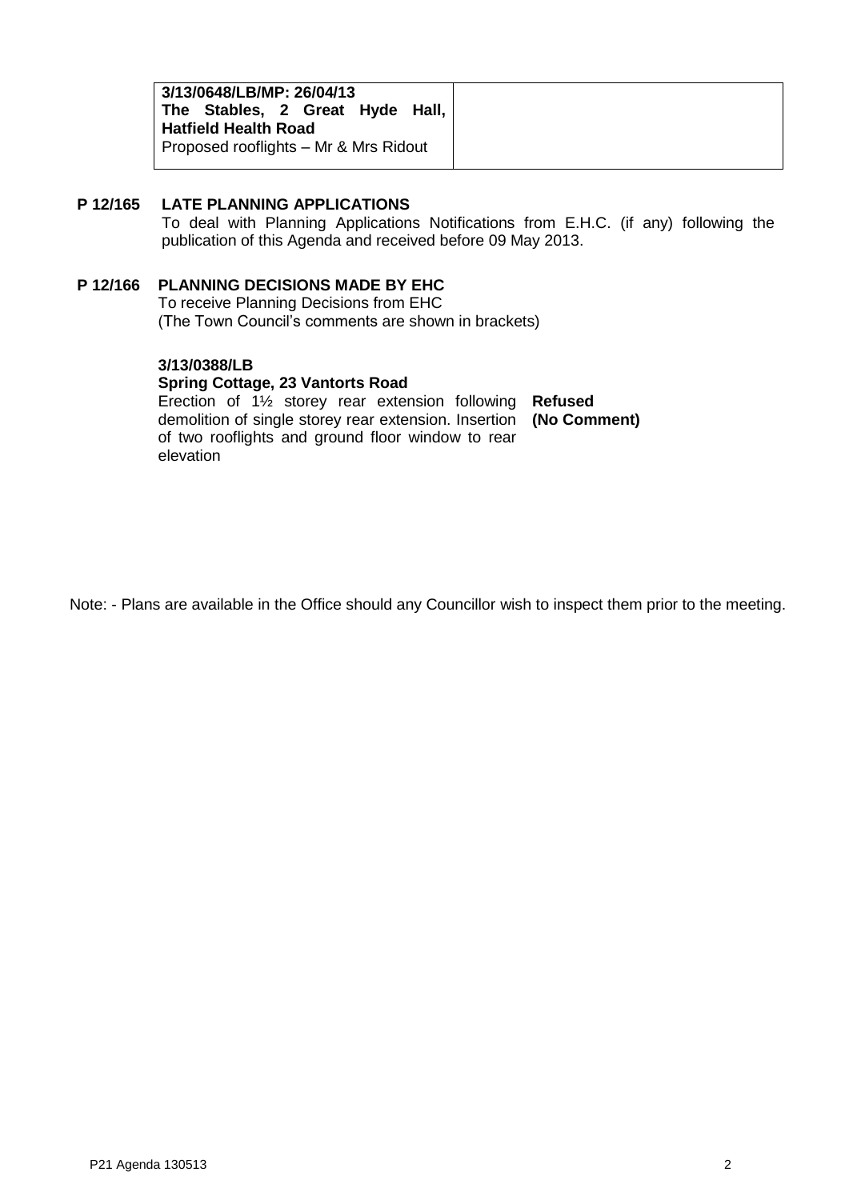| | |
|---|---|
| **3/13/0648/LB/MP: 26/04/13**<br>**The Stables, 2 Great Hyde Hall, Hatfield Health Road**<br>Proposed rooflights – Mr & Mrs Ridout | |

**P 12/165 LATE PLANNING APPLICATIONS**

To deal with Planning Applications Notifications from E.H.C. (if any) following the publication of this Agenda and received before 09 May 2013.

**P 12/166 PLANNING DECISIONS MADE BY EHC**

To receive Planning Decisions from EHC
(The Town Council's comments are shown in brackets)

**3/13/0388/LB**
**Spring Cottage, 23 Vantorts Road**

| | |
|---|---|
| Erection of 1½ storey rear extension following demolition of single storey rear extension. Insertion of two rooflights and ground floor window to rear elevation | **Refused**<br>**(No Comment)** |

Note: - Plans are available in the Office should any Councillor wish to inspect them prior to the meeting.